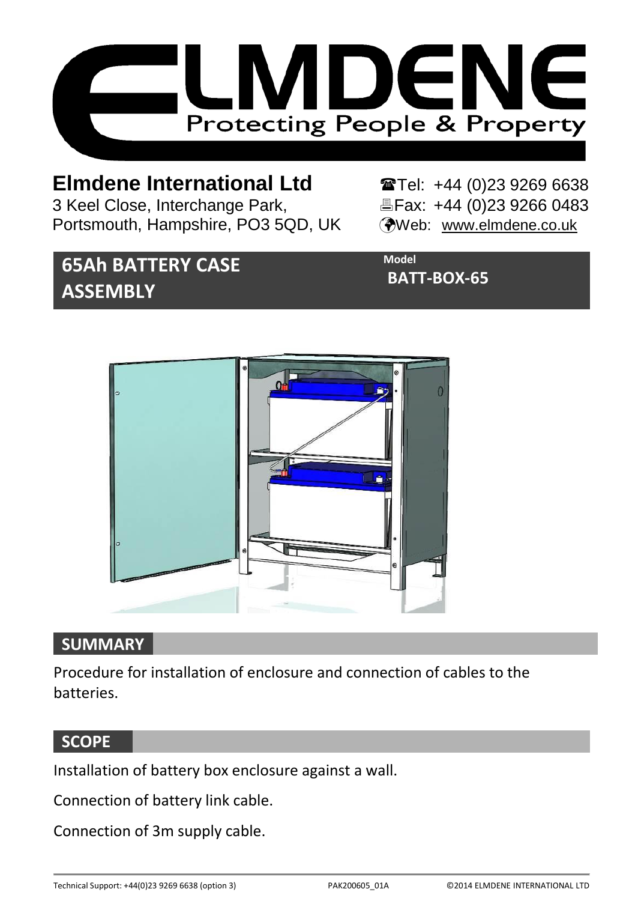# ELMDENE

Protecting People & Property

**Elmdene International Ltd**
3 Keel Close, Interchange Park,
Portsmouth, Hampshire, PO3 5QD, UK

Tel: +44 (0)23 9269 6638
Fax: +44 (0)23 9266 0483
Web: www.elmdene.co.uk

## 65Ah BATTERY CASE ASSEMBLY

Model
**BATT-BOX-65**

## SUMMARY

Procedure for installation of enclosure and connection of cables to the batteries.

## SCOPE

Installation of battery box enclosure against a wall.

Connection of battery link cable.

Connection of 3m supply cable.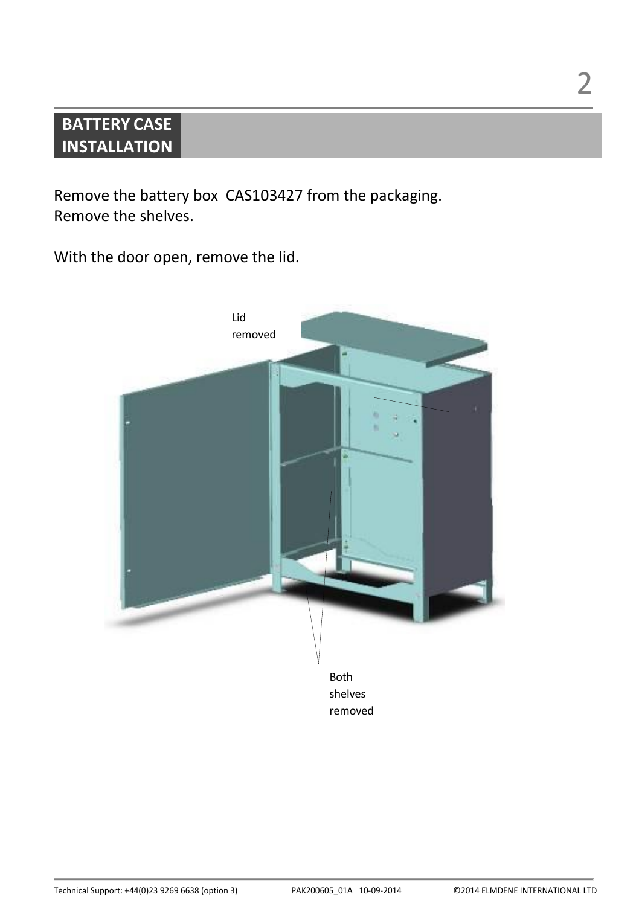## BATTERY CASE INSTALLATION

Remove the battery box  CAS103427 from the packaging.
Remove the shelves.

With the door open, remove the lid.

Lid removed

Both shelves removed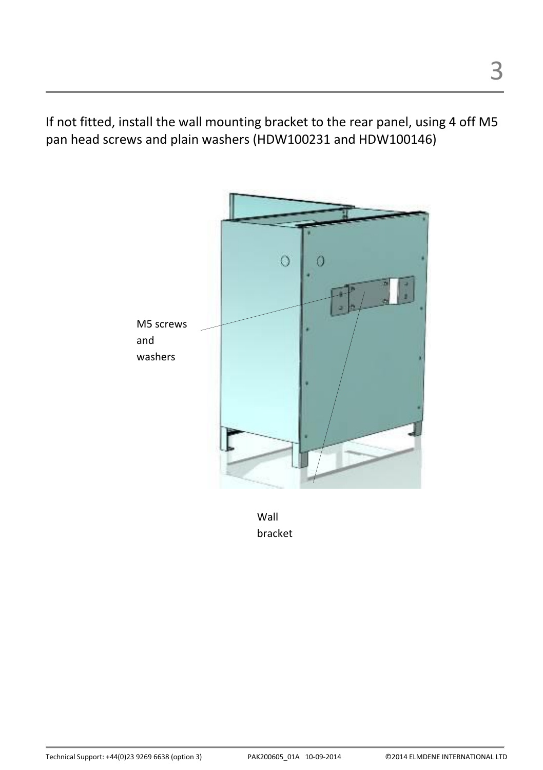If not fitted, install the wall mounting bracket to the rear panel, using 4 off M5 pan head screws and plain washers (HDW100231 and HDW100146)

M5 screws and washers

Wall bracket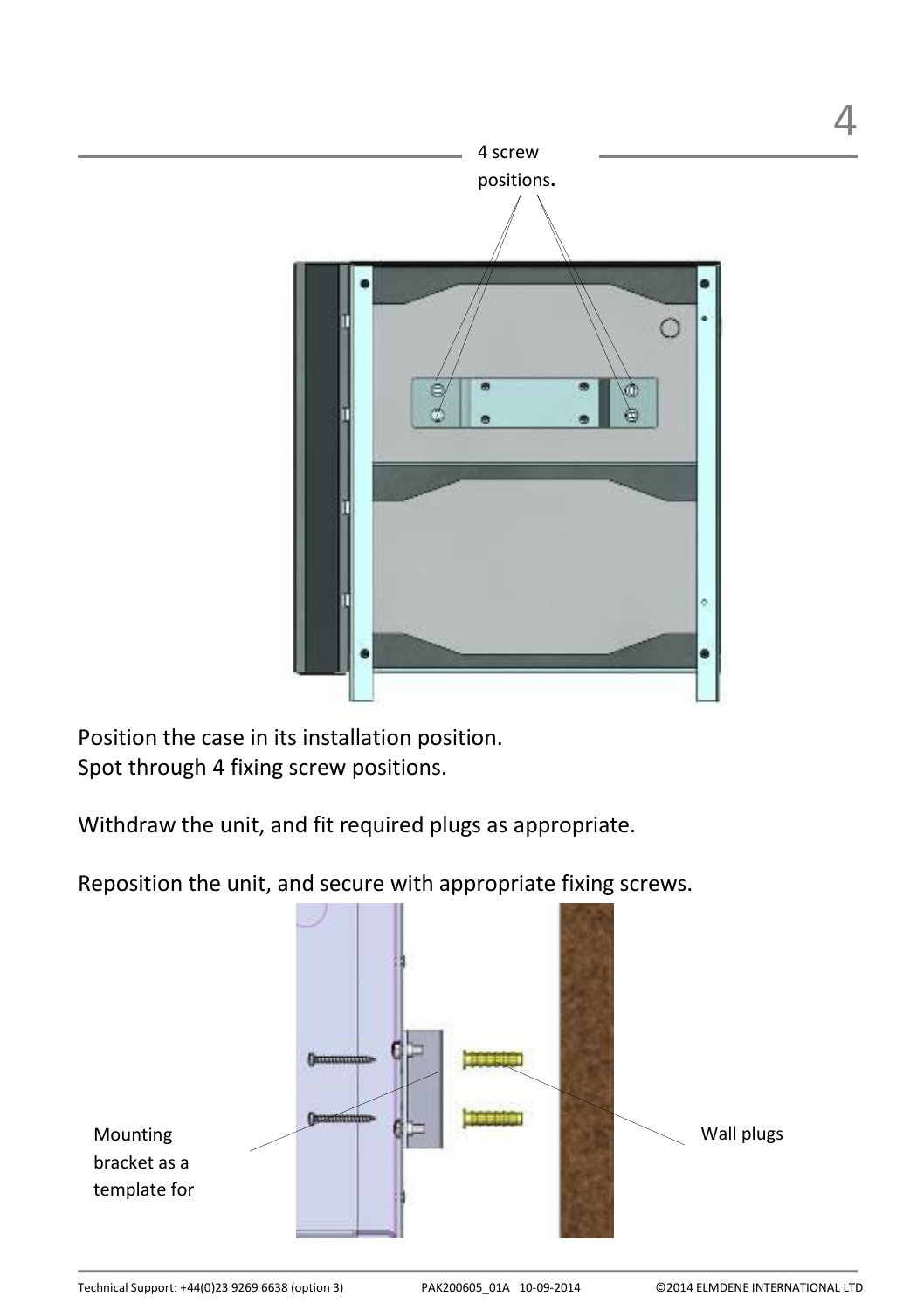4 screw positions.

Position the case in its installation position.
Spot through 4 fixing screw positions.

Withdraw the unit, and fit required plugs as appropriate.

Reposition the unit, and secure with appropriate fixing screws.

Mounting bracket as a template for

Wall plugs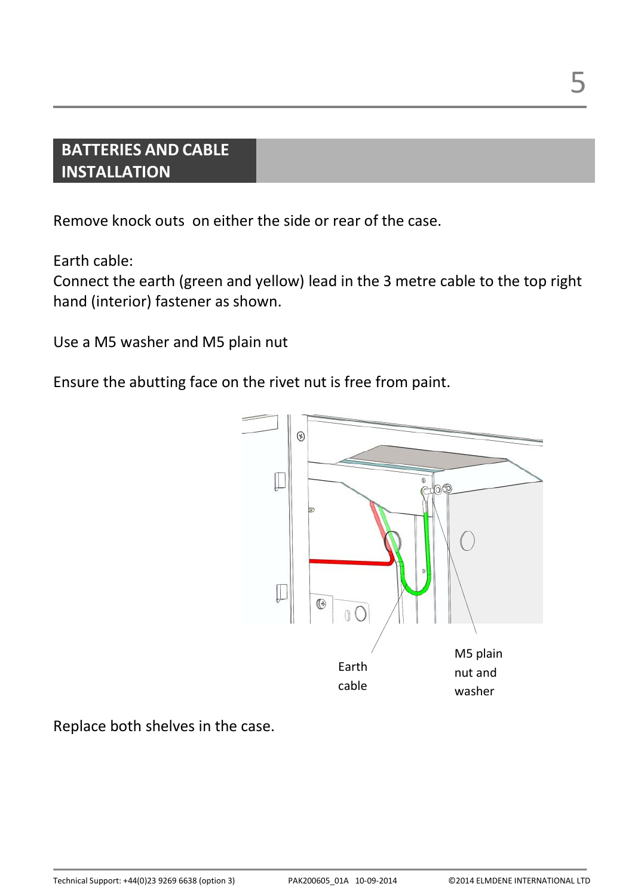## BATTERIES AND CABLE INSTALLATION

Remove knock outs  on either the side or rear of the case.

Earth cable:
Connect the earth (green and yellow) lead in the 3 metre cable to the top right hand (interior) fastener as shown.

Use a M5 washer and M5 plain nut

Ensure the abutting face on the rivet nut is free from paint.

Earth cable

M5 plain nut and washer

Replace both shelves in the case.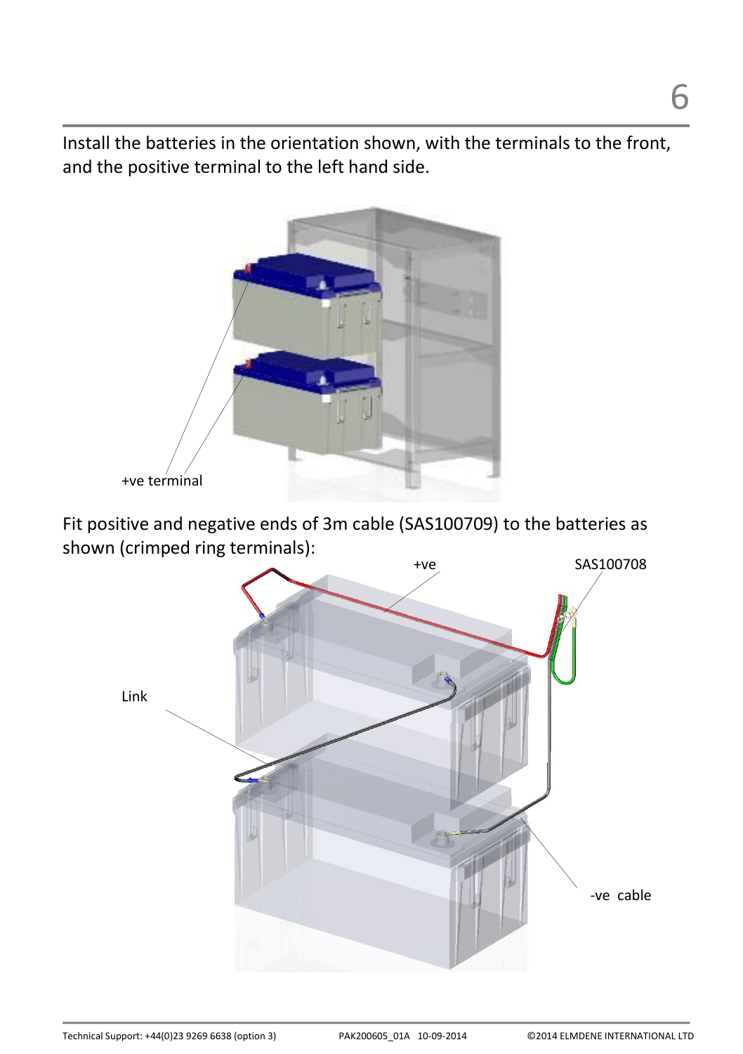Install the batteries in the orientation shown, with the terminals to the front, and the positive terminal to the left hand side.

+ve terminal

Fit positive and negative ends of 3m cable (SAS100709) to the batteries as shown (crimped ring terminals):

+ve

SAS100708

Link

-ve cable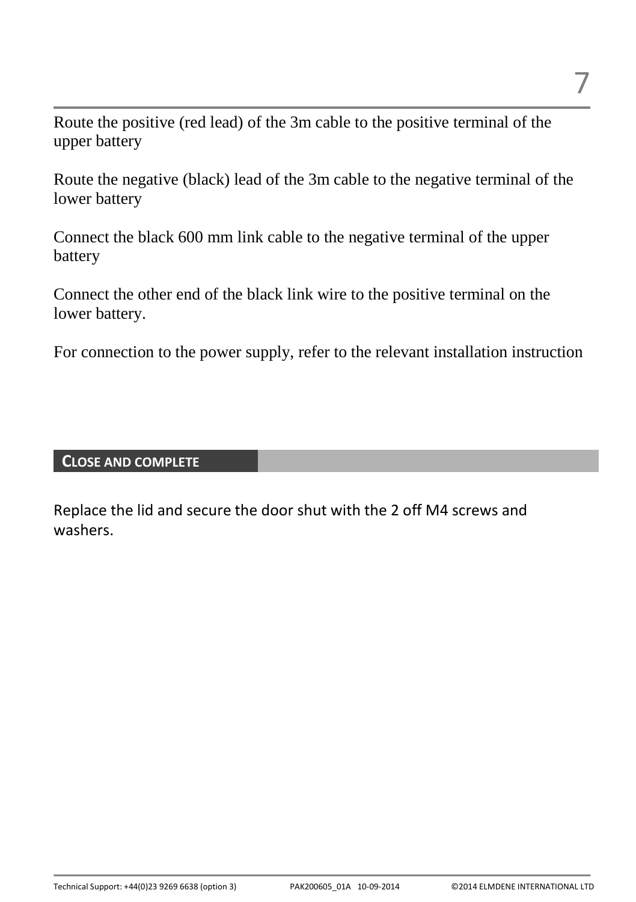Route the positive (red lead) of the 3m cable to the positive terminal of the upper battery

Route the negative (black) lead of the 3m cable to the negative terminal of the lower battery

Connect the black 600 mm link cable to the negative terminal of the upper battery

Connect the other end of the black link wire to the positive terminal on the lower battery.

For connection to the power supply, refer to the relevant installation instruction

## CLOSE AND COMPLETE

Replace the lid and secure the door shut with the 2 off M4 screws and washers.